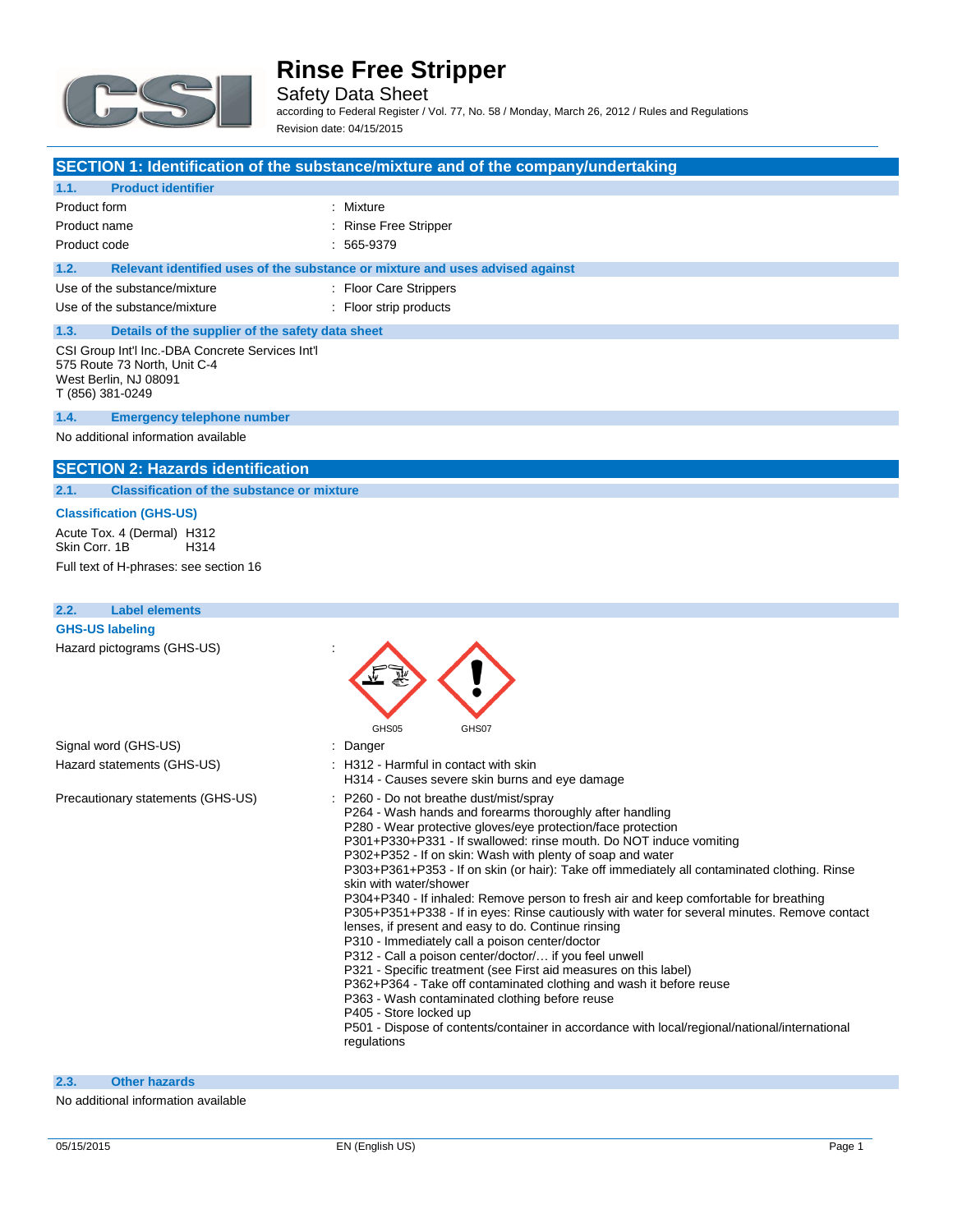# Rinse Free Stripper

Safety Data Sheet

according to Federal Register / Vol. 77, No. 58 / Monday, March 26, 2012 / Rules and Regulations

Revision date: 04/15/2015

## SECTION 1: Identification of the substance/mixture and of the company/undertaking

### 1.1. Product identifier

| | |
|---|---|
| Product form | : Mixture |
| Product name | : Rinse Free Stripper |
| Product code | : 565-9379 |

### 1.2. Relevant identified uses of the substance or mixture and uses advised against

| | |
|---|---|
| Use of the substance/mixture | : Floor Care Strippers |
| Use of the substance/mixture | : Floor strip products |

### 1.3. Details of the supplier of the safety data sheet

CSI Group Int'l Inc.-DBA Concrete Services Int'l
575 Route 73 North, Unit C-4
West Berlin, NJ 08091
T (856) 381-0249

### 1.4. Emergency telephone number

No additional information available

## SECTION 2: Hazards identification

### 2.1. Classification of the substance or mixture

**Classification (GHS-US)**

Acute Tox. 4 (Dermal) H312
Skin Corr. 1B H314

Full text of H-phrases: see section 16

### 2.2. Label elements

**GHS-US labeling**

Hazard pictograms (GHS-US) : GHS05 GHS07

Signal word (GHS-US) : Danger

Hazard statements (GHS-US) :
- H312 - Harmful in contact with skin
- H314 - Causes severe skin burns and eye damage

Precautionary statements (GHS-US) :
- P260 - Do not breathe dust/mist/spray
- P264 - Wash hands and forearms thoroughly after handling
- P280 - Wear protective gloves/eye protection/face protection
- P301+P330+P331 - If swallowed: rinse mouth. Do NOT induce vomiting
- P302+P352 - If on skin: Wash with plenty of soap and water
- P303+P361+P353 - If on skin (or hair): Take off immediately all contaminated clothing. Rinse skin with water/shower
- P304+P340 - If inhaled: Remove person to fresh air and keep comfortable for breathing
- P305+P351+P338 - If in eyes: Rinse cautiously with water for several minutes. Remove contact lenses, if present and easy to do. Continue rinsing
- P310 - Immediately call a poison center/doctor
- P312 - Call a poison center/doctor/… if you feel unwell
- P321 - Specific treatment (see First aid measures on this label)
- P362+P364 - Take off contaminated clothing and wash it before reuse
- P363 - Wash contaminated clothing before reuse
- P405 - Store locked up
- P501 - Dispose of contents/container in accordance with local/regional/national/international regulations

### 2.3. Other hazards

No additional information available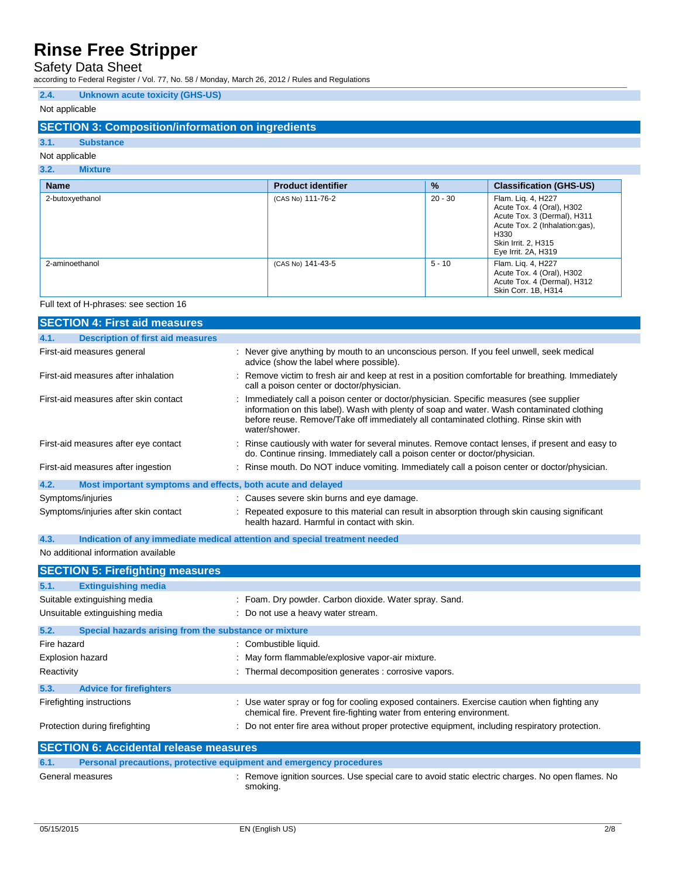### 2.4. Unknown acute toxicity (GHS-US)

Not applicable

## SECTION 3: Composition/information on ingredients

### 3.1. Substance

Not applicable

### 3.2. Mixture

| Name | Product identifier | % | Classification (GHS-US) |
|---|---|---|---|
| 2-butoxyethanol | (CAS No) 111-76-2 | 20 - 30 | Flam. Liq. 4, H227<br>Acute Tox. 4 (Oral), H302<br>Acute Tox. 3 (Dermal), H311<br>Acute Tox. 2 (Inhalation:gas), H330<br>Skin Irrit. 2, H315<br>Eye Irrit. 2A, H319 |
| 2-aminoethanol | (CAS No) 141-43-5 | 5 - 10 | Flam. Liq. 4, H227<br>Acute Tox. 4 (Oral), H302<br>Acute Tox. 4 (Dermal), H312<br>Skin Corr. 1B, H314 |

Full text of H-phrases: see section 16

## SECTION 4: First aid measures

### 4.1. Description of first aid measures

First-aid measures general : Never give anything by mouth to an unconscious person. If you feel unwell, seek medical advice (show the label where possible).

First-aid measures after inhalation : Remove victim to fresh air and keep at rest in a position comfortable for breathing. Immediately call a poison center or doctor/physician.

First-aid measures after skin contact : Immediately call a poison center or doctor/physician. Specific measures (see supplier information on this label). Wash with plenty of soap and water. Wash contaminated clothing before reuse. Remove/Take off immediately all contaminated clothing. Rinse skin with water/shower.

First-aid measures after eye contact : Rinse cautiously with water for several minutes. Remove contact lenses, if present and easy to do. Continue rinsing. Immediately call a poison center or doctor/physician.

First-aid measures after ingestion : Rinse mouth. Do NOT induce vomiting. Immediately call a poison center or doctor/physician.

### 4.2. Most important symptoms and effects, both acute and delayed

Symptoms/injuries : Causes severe skin burns and eye damage.

Symptoms/injuries after skin contact : Repeated exposure to this material can result in absorption through skin causing significant health hazard. Harmful in contact with skin.

### 4.3. Indication of any immediate medical attention and special treatment needed

No additional information available

## SECTION 5: Firefighting measures

### 5.1. Extinguishing media

Suitable extinguishing media : Foam. Dry powder. Carbon dioxide. Water spray. Sand.

Unsuitable extinguishing media : Do not use a heavy water stream.

### 5.2. Special hazards arising from the substance or mixture

Fire hazard : Combustible liquid.

Explosion hazard : May form flammable/explosive vapor-air mixture.

Reactivity : Thermal decomposition generates : corrosive vapors.

### 5.3. Advice for firefighters

Firefighting instructions : Use water spray or fog for cooling exposed containers. Exercise caution when fighting any chemical fire. Prevent fire-fighting water from entering environment.

Protection during firefighting : Do not enter fire area without proper protective equipment, including respiratory protection.

## SECTION 6: Accidental release measures

### 6.1. Personal precautions, protective equipment and emergency procedures

General measures : Remove ignition sources. Use special care to avoid static electric charges. No open flames. No smoking.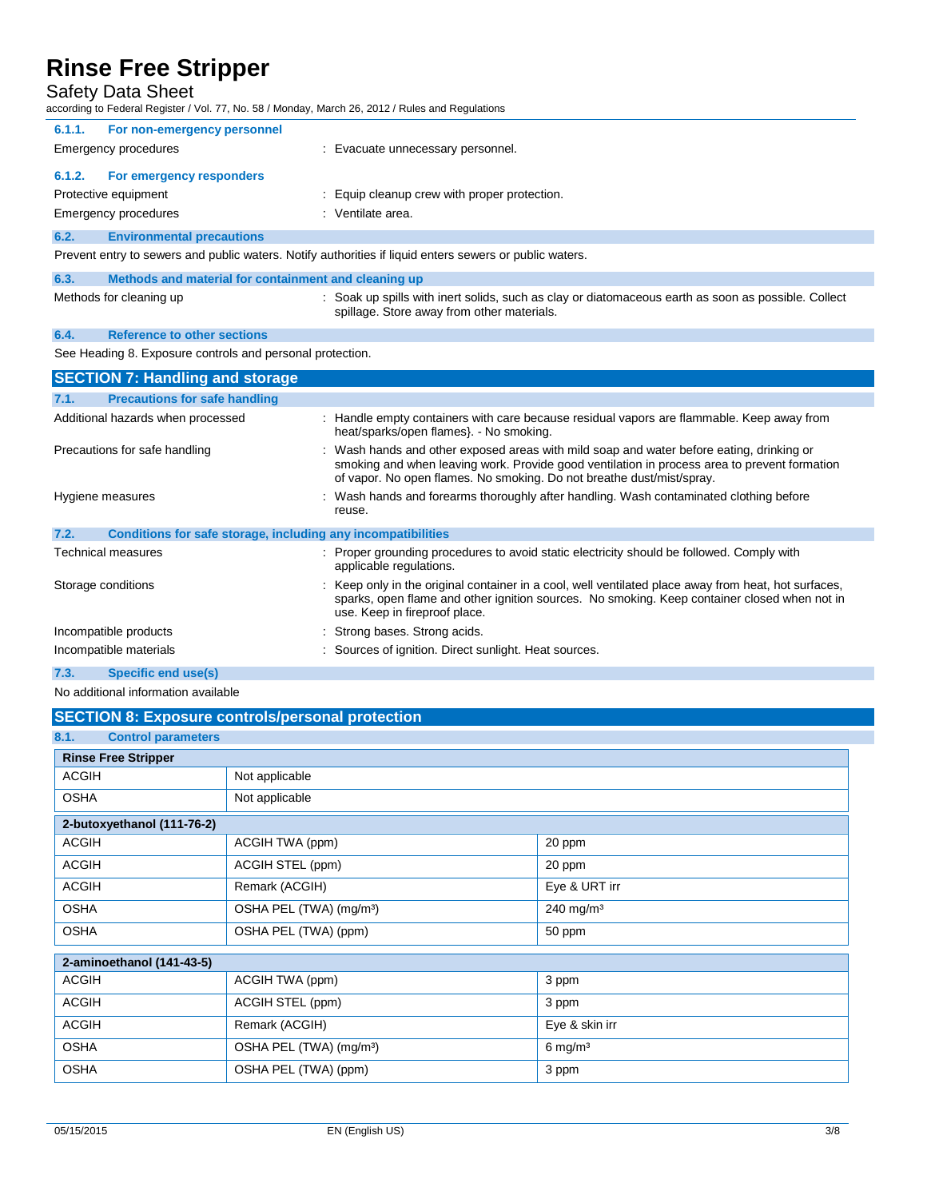#### 6.1.1. For non-emergency personnel

Emergency procedures : Evacuate unnecessary personnel.

#### 6.1.2. For emergency responders

Protective equipment : Equip cleanup crew with proper protection.

Emergency procedures : Ventilate area.

### 6.2. Environmental precautions

Prevent entry to sewers and public waters. Notify authorities if liquid enters sewers or public waters.

### 6.3. Methods and material for containment and cleaning up

Methods for cleaning up : Soak up spills with inert solids, such as clay or diatomaceous earth as soon as possible. Collect spillage. Store away from other materials.

### 6.4. Reference to other sections

See Heading 8. Exposure controls and personal protection.

## SECTION 7: Handling and storage

### 7.1. Precautions for safe handling

Additional hazards when processed : Handle empty containers with care because residual vapors are flammable. Keep away from heat/sparks/open flames}. - No smoking.

Precautions for safe handling : Wash hands and other exposed areas with mild soap and water before eating, drinking or smoking and when leaving work. Provide good ventilation in process area to prevent formation of vapor. No open flames. No smoking. Do not breathe dust/mist/spray.

Hygiene measures : Wash hands and forearms thoroughly after handling. Wash contaminated clothing before reuse.

### 7.2. Conditions for safe storage, including any incompatibilities

Technical measures : Proper grounding procedures to avoid static electricity should be followed. Comply with applicable regulations.

Storage conditions : Keep only in the original container in a cool, well ventilated place away from heat, hot surfaces, sparks, open flame and other ignition sources. No smoking. Keep container closed when not in use. Keep in fireproof place.

Incompatible products : Strong bases. Strong acids.

Incompatible materials : Sources of ignition. Direct sunlight. Heat sources.

### 7.3. Specific end use(s)

No additional information available

## SECTION 8: Exposure controls/personal protection

### 8.1. Control parameters

| Rinse Free Stripper | | |
|---|---|---|
| ACGIH | Not applicable | |
| OSHA | Not applicable | |

| 2-butoxyethanol (111-76-2) | | |
|---|---|---|
| ACGIH | ACGIH TWA (ppm) | 20 ppm |
| ACGIH | ACGIH STEL (ppm) | 20 ppm |
| ACGIH | Remark (ACGIH) | Eye & URT irr |
| OSHA | OSHA PEL (TWA) (mg/m³) | 240 mg/m³ |
| OSHA | OSHA PEL (TWA) (ppm) | 50 ppm |

| 2-aminoethanol (141-43-5) | | |
|---|---|---|
| ACGIH | ACGIH TWA (ppm) | 3 ppm |
| ACGIH | ACGIH STEL (ppm) | 3 ppm |
| ACGIH | Remark (ACGIH) | Eye & skin irr |
| OSHA | OSHA PEL (TWA) (mg/m³) | 6 mg/m³ |
| OSHA | OSHA PEL (TWA) (ppm) | 3 ppm |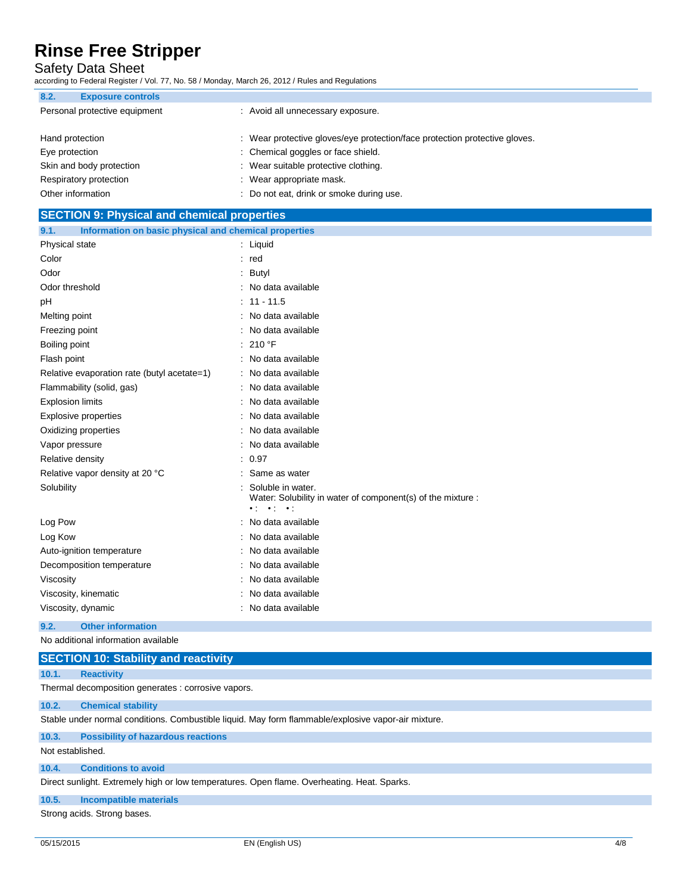### 8.2. Exposure controls

| | |
|---|---|
| Personal protective equipment | : Avoid all unnecessary exposure. |
| Hand protection | : Wear protective gloves/eye protection/face protection protective gloves. |
| Eye protection | : Chemical goggles or face shield. |
| Skin and body protection | : Wear suitable protective clothing. |
| Respiratory protection | : Wear appropriate mask. |
| Other information | : Do not eat, drink or smoke during use. |

## SECTION 9: Physical and chemical properties

### 9.1. Information on basic physical and chemical properties

| | |
|---|---|
| Physical state | : Liquid |
| Color | : red |
| Odor | : Butyl |
| Odor threshold | : No data available |
| pH | : 11 - 11.5 |
| Melting point | : No data available |
| Freezing point | : No data available |
| Boiling point | : 210 °F |
| Flash point | : No data available |
| Relative evaporation rate (butyl acetate=1) | : No data available |
| Flammability (solid, gas) | : No data available |
| Explosion limits | : No data available |
| Explosive properties | : No data available |
| Oxidizing properties | : No data available |
| Vapor pressure | : No data available |
| Relative density | : 0.97 |
| Relative vapor density at 20 °C | : Same as water |
| Solubility | : Soluble in water. Water: Solubility in water of component(s) of the mixture : • : • : • : |
| Log Pow | : No data available |
| Log Kow | : No data available |
| Auto-ignition temperature | : No data available |
| Decomposition temperature | : No data available |
| Viscosity | : No data available |
| Viscosity, kinematic | : No data available |
| Viscosity, dynamic | : No data available |

### 9.2. Other information

No additional information available

## SECTION 10: Stability and reactivity

### 10.1. Reactivity

Thermal decomposition generates : corrosive vapors.

### 10.2. Chemical stability

Stable under normal conditions. Combustible liquid. May form flammable/explosive vapor-air mixture.

### 10.3. Possibility of hazardous reactions

Not established.

### 10.4. Conditions to avoid

Direct sunlight. Extremely high or low temperatures. Open flame. Overheating. Heat. Sparks.

### 10.5. Incompatible materials

Strong acids. Strong bases.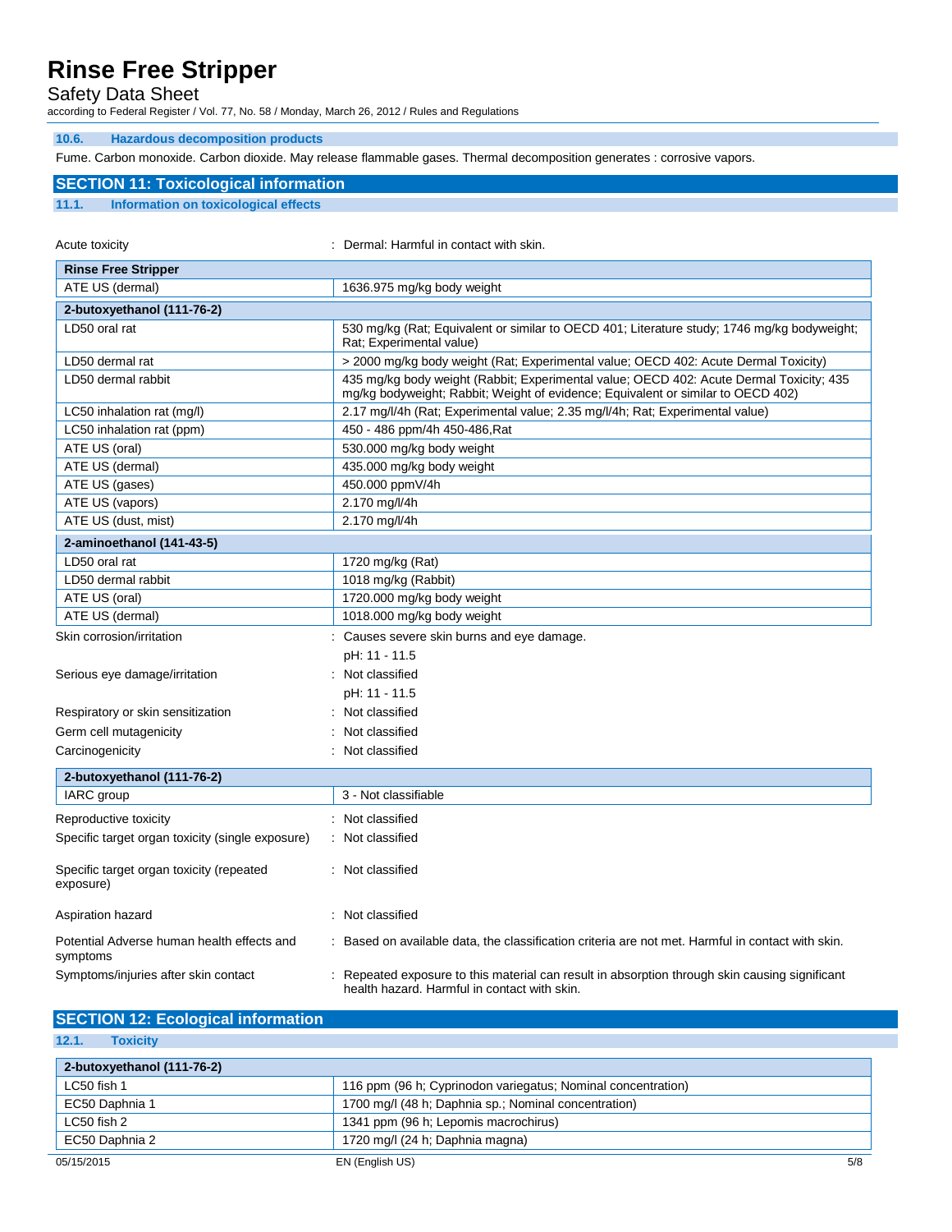### 10.6. Hazardous decomposition products

Fume. Carbon monoxide. Carbon dioxide. May release flammable gases. Thermal decomposition generates : corrosive vapors.

## SECTION 11: Toxicological information

### 11.1. Information on toxicological effects

Acute toxicity : Dermal: Harmful in contact with skin.

| Rinse Free Stripper | |
|---|---|
| ATE US (dermal) | 1636.975 mg/kg body weight |

| 2-butoxyethanol (111-76-2) | |
|---|---|
| LD50 oral rat | 530 mg/kg (Rat; Equivalent or similar to OECD 401; Literature study; 1746 mg/kg bodyweight; Rat; Experimental value) |
| LD50 dermal rat | > 2000 mg/kg body weight (Rat; Experimental value; OECD 402: Acute Dermal Toxicity) |
| LD50 dermal rabbit | 435 mg/kg body weight (Rabbit; Experimental value; OECD 402: Acute Dermal Toxicity; 435 mg/kg bodyweight; Rabbit; Weight of evidence; Equivalent or similar to OECD 402) |
| LC50 inhalation rat (mg/l) | 2.17 mg/l/4h (Rat; Experimental value; 2.35 mg/l/4h; Rat; Experimental value) |
| LC50 inhalation rat (ppm) | 450 - 486 ppm/4h 450-486,Rat |
| ATE US (oral) | 530.000 mg/kg body weight |
| ATE US (dermal) | 435.000 mg/kg body weight |
| ATE US (gases) | 450.000 ppmV/4h |
| ATE US (vapors) | 2.170 mg/l/4h |
| ATE US (dust, mist) | 2.170 mg/l/4h |

| 2-aminoethanol (141-43-5) | |
|---|---|
| LD50 oral rat | 1720 mg/kg (Rat) |
| LD50 dermal rabbit | 1018 mg/kg (Rabbit) |
| ATE US (oral) | 1720.000 mg/kg body weight |
| ATE US (dermal) | 1018.000 mg/kg body weight |

Skin corrosion/irritation : Causes severe skin burns and eye damage.
pH: 11 - 11.5

Serious eye damage/irritation : Not classified
pH: 11 - 11.5

Respiratory or skin sensitization : Not classified

Germ cell mutagenicity : Not classified

Carcinogenicity : Not classified

| 2-butoxyethanol (111-76-2) | |
|---|---|
| IARC group | 3 - Not classifiable |

Reproductive toxicity : Not classified

Specific target organ toxicity (single exposure) : Not classified

Specific target organ toxicity (repeated exposure) : Not classified

Aspiration hazard : Not classified

Potential Adverse human health effects and symptoms : Based on available data, the classification criteria are not met. Harmful in contact with skin.

Symptoms/injuries after skin contact : Repeated exposure to this material can result in absorption through skin causing significant health hazard. Harmful in contact with skin.

## SECTION 12: Ecological information

### 12.1. Toxicity

| 2-butoxyethanol (111-76-2) | |
|---|---|
| LC50 fish 1 | 116 ppm (96 h; Cyprinodon variegatus; Nominal concentration) |
| EC50 Daphnia 1 | 1700 mg/l (48 h; Daphnia sp.; Nominal concentration) |
| LC50 fish 2 | 1341 ppm (96 h; Lepomis macrochirus) |
| EC50 Daphnia 2 | 1720 mg/l (24 h; Daphnia magna) |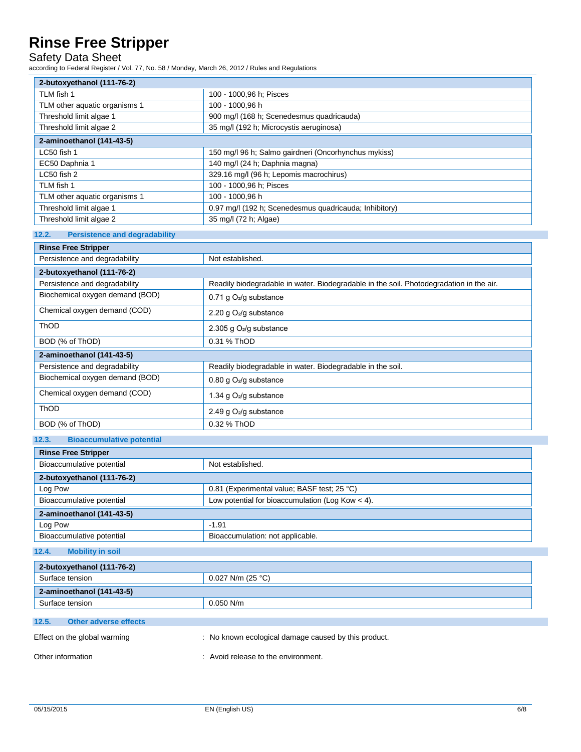| 2-butoxyethanol (111-76-2) | |
|---|---|
| TLM fish 1 | 100 - 1000,96 h; Pisces |
| TLM other aquatic organisms 1 | 100 - 1000,96 h |
| Threshold limit algae 1 | 900 mg/l (168 h; Scenedesmus quadricauda) |
| Threshold limit algae 2 | 35 mg/l (192 h; Microcystis aeruginosa) |

| 2-aminoethanol (141-43-5) | |
|---|---|
| LC50 fish 1 | 150 mg/l 96 h; Salmo gairdneri (Oncorhynchus mykiss) |
| EC50 Daphnia 1 | 140 mg/l (24 h; Daphnia magna) |
| LC50 fish 2 | 329.16 mg/l (96 h; Lepomis macrochirus) |
| TLM fish 1 | 100 - 1000,96 h; Pisces |
| TLM other aquatic organisms 1 | 100 - 1000,96 h |
| Threshold limit algae 1 | 0.97 mg/l (192 h; Scenedesmus quadricauda; Inhibitory) |
| Threshold limit algae 2 | 35 mg/l (72 h; Algae) |

### 12.2. Persistence and degradability

| Rinse Free Stripper | |
|---|---|
| Persistence and degradability | Not established. |

| 2-butoxyethanol (111-76-2) | |
|---|---|
| Persistence and degradability | Readily biodegradable in water. Biodegradable in the soil. Photodegradation in the air. |
| Biochemical oxygen demand (BOD) | 0.71 g $O_2$/g substance |
| Chemical oxygen demand (COD) | 2.20 g $O_2$/g substance |
| ThOD | 2.305 g $O_2$/g substance |
| BOD (% of ThOD) | 0.31 % ThOD |

| 2-aminoethanol (141-43-5) | |
|---|---|
| Persistence and degradability | Readily biodegradable in water. Biodegradable in the soil. |
| Biochemical oxygen demand (BOD) | 0.80 g $O_2$/g substance |
| Chemical oxygen demand (COD) | 1.34 g $O_2$/g substance |
| ThOD | 2.49 g $O_2$/g substance |
| BOD (% of ThOD) | 0.32 % ThOD |

### 12.3. Bioaccumulative potential

| Rinse Free Stripper | |
|---|---|
| Bioaccumulative potential | Not established. |

| 2-butoxyethanol (111-76-2) | |
|---|---|
| Log Pow | 0.81 (Experimental value; BASF test; 25 °C) |
| Bioaccumulative potential | Low potential for bioaccumulation (Log Kow < 4). |

| 2-aminoethanol (141-43-5) | |
|---|---|
| Log Pow | -1.91 |
| Bioaccumulative potential | Bioaccumulation: not applicable. |

### 12.4. Mobility in soil

| 2-butoxyethanol (111-76-2) | |
|---|---|
| Surface tension | 0.027 N/m (25 °C) |

| 2-aminoethanol (141-43-5) | |
|---|---|
| Surface tension | 0.050 N/m |

### 12.5. Other adverse effects

Effect on the global warming : No known ecological damage caused by this product.

Other information : Avoid release to the environment.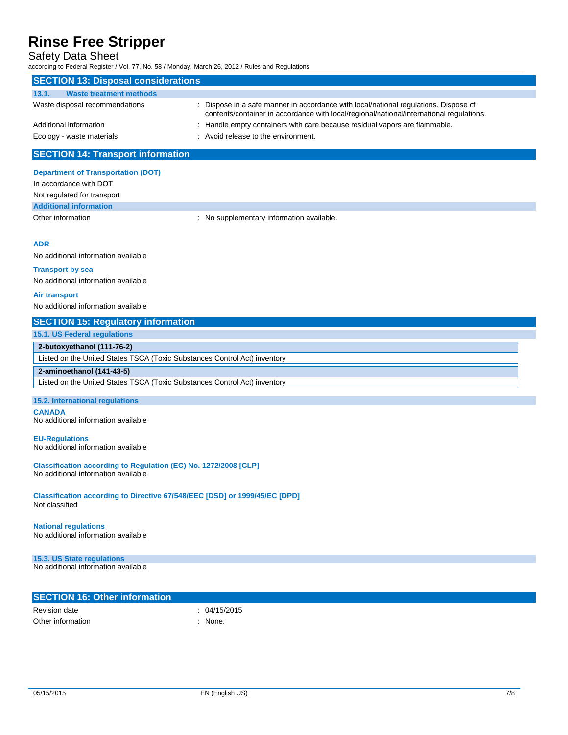## SECTION 13: Disposal considerations

### 13.1. Waste treatment methods

| | |
|---|---|
| Waste disposal recommendations | : Dispose in a safe manner in accordance with local/national regulations. Dispose of contents/container in accordance with local/regional/national/international regulations. |
| Additional information | : Handle empty containers with care because residual vapors are flammable. |
| Ecology - waste materials | : Avoid release to the environment. |

## SECTION 14: Transport information

**Department of Transportation (DOT)**

In accordance with DOT

Not regulated for transport

**Additional information**

Other information : No supplementary information available.

**ADR**

No additional information available

**Transport by sea**

No additional information available

**Air transport**

No additional information available

## SECTION 15: Regulatory information

### 15.1. US Federal regulations

| **2-butoxyethanol (111-76-2)** |
|---|
| Listed on the United States TSCA (Toxic Substances Control Act) inventory |

| **2-aminoethanol (141-43-5)** |
|---|
| Listed on the United States TSCA (Toxic Substances Control Act) inventory |

### 15.2. International regulations

**CANADA**

No additional information available

**EU-Regulations**

No additional information available

**Classification according to Regulation (EC) No. 1272/2008 [CLP]**

No additional information available

**Classification according to Directive 67/548/EEC [DSD] or 1999/45/EC [DPD]**

Not classified

**National regulations**

No additional information available

### 15.3. US State regulations

No additional information available

## SECTION 16: Other information

| | |
|---|---|
| Revision date | : 04/15/2015 |
| Other information | : None. |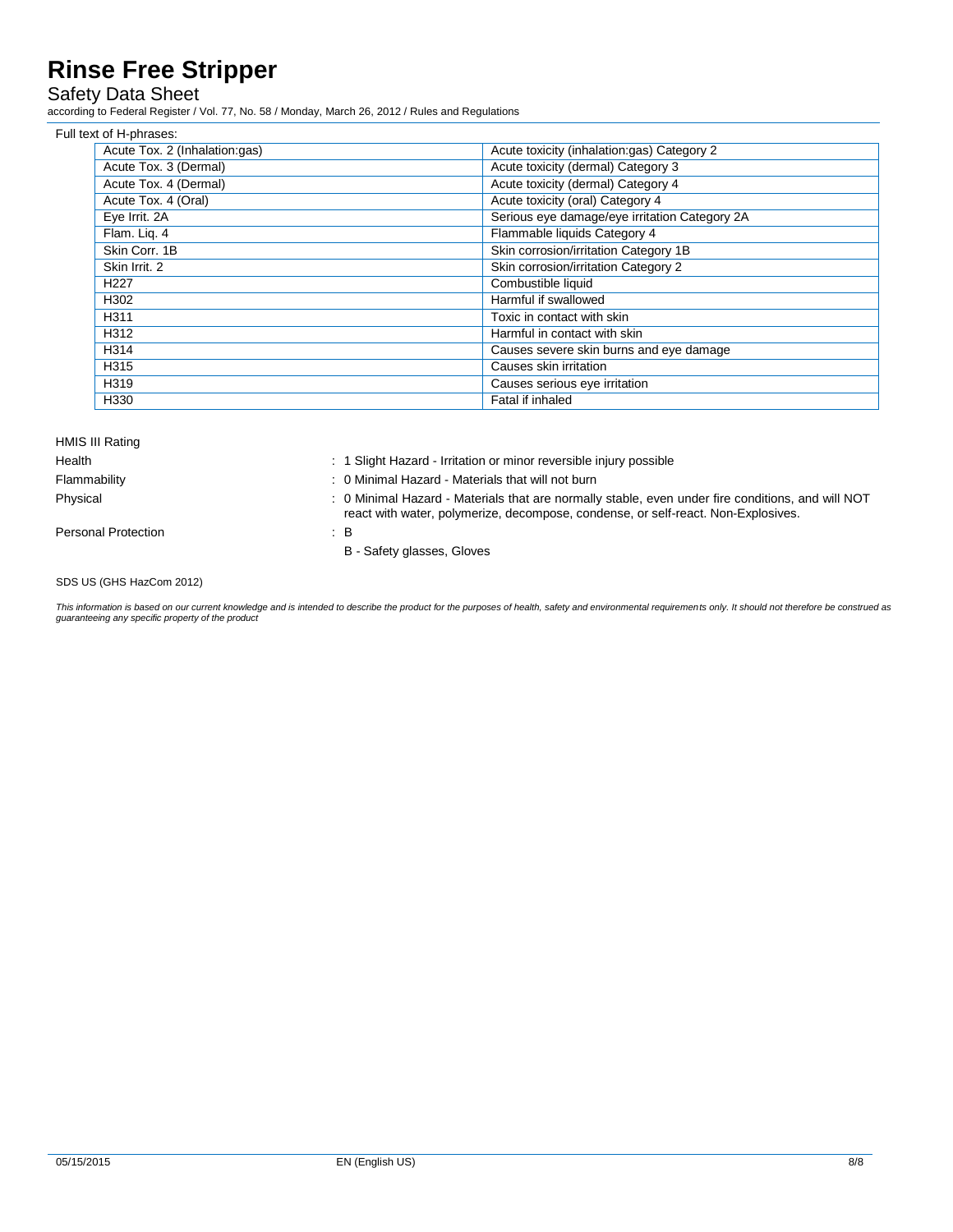Full text of H-phrases:

| | |
|---|---|
| Acute Tox. 2 (Inhalation:gas) | Acute toxicity (inhalation:gas) Category 2 |
| Acute Tox. 3 (Dermal) | Acute toxicity (dermal) Category 3 |
| Acute Tox. 4 (Dermal) | Acute toxicity (dermal) Category 4 |
| Acute Tox. 4 (Oral) | Acute toxicity (oral) Category 4 |
| Eye Irrit. 2A | Serious eye damage/eye irritation Category 2A |
| Flam. Liq. 4 | Flammable liquids Category 4 |
| Skin Corr. 1B | Skin corrosion/irritation Category 1B |
| Skin Irrit. 2 | Skin corrosion/irritation Category 2 |
| H227 | Combustible liquid |
| H302 | Harmful if swallowed |
| H311 | Toxic in contact with skin |
| H312 | Harmful in contact with skin |
| H314 | Causes severe skin burns and eye damage |
| H315 | Causes skin irritation |
| H319 | Causes serious eye irritation |
| H330 | Fatal if inhaled |

HMIS III Rating

Health : 1 Slight Hazard - Irritation or minor reversible injury possible

Flammability : 0 Minimal Hazard - Materials that will not burn

Physical : 0 Minimal Hazard - Materials that are normally stable, even under fire conditions, and will NOT react with water, polymerize, decompose, condense, or self-react. Non-Explosives.

Personal Protection : B

B - Safety glasses, Gloves

SDS US (GHS HazCom 2012)

*This information is based on our current knowledge and is intended to describe the product for the purposes of health, safety and environmental requirements only. It should not therefore be construed as guaranteeing any specific property of the product*